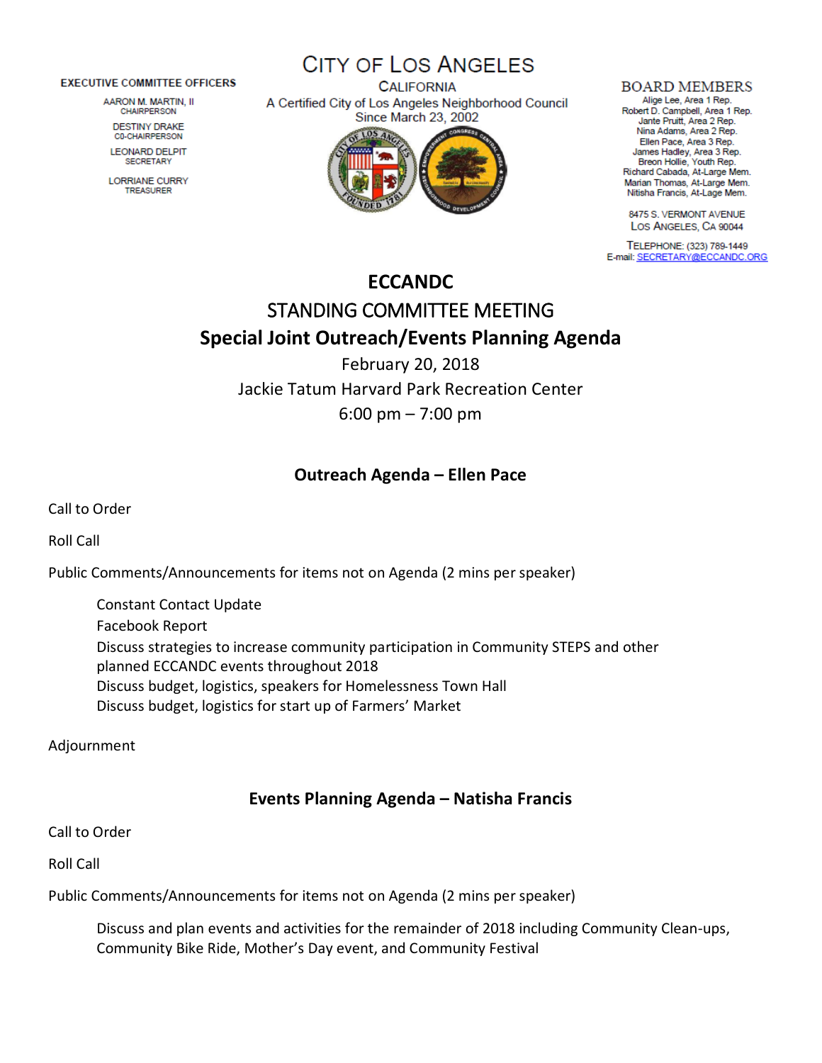EXECUTIVE COMMITTEE OFFICERS

AARON M. MARTIN, II
CHAIRPERSON

DESTINY DRAKE
C0-CHAIRPERSON

LEONARD DELPIT
SECRETARY

LORRIANE CURRY
TREASURER

# CITY OF LOS ANGELES

CALIFORNIA

A Certified City of Los Angeles Neighborhood Council
Since March 23, 2002

BOARD MEMBERS

Alige Lee, Area 1 Rep.
Robert D. Campbell, Area 1 Rep.
Jante Pruitt, Area 2 Rep.
Nina Adams, Area 2 Rep.
Ellen Pace, Area 3 Rep.
James Hadley, Area 3 Rep.
Breon Hollie, Youth Rep.
Richard Cabada, At-Large Mem.
Marian Thomas, At-Large Mem.
Nitisha Francis, At-Lage Mem.

8475 S. VERMONT AVENUE
LOS ANGELES, CA 90044

TELEPHONE: (323) 789-1449
E-mail: SECRETARY@ECCANDC.ORG

# ECCANDC

## STANDING COMMITTEE MEETING

## Special Joint Outreach/Events Planning Agenda

February 20, 2018

Jackie Tatum Harvard Park Recreation Center

6:00 pm – 7:00 pm

### Outreach Agenda – Ellen Pace

Call to Order

Roll Call

Public Comments/Announcements for items not on Agenda (2 mins per speaker)

- Constant Contact Update
- Facebook Report
- Discuss strategies to increase community participation in Community STEPS and other planned ECCANDC events throughout 2018
- Discuss budget, logistics, speakers for Homelessness Town Hall
- Discuss budget, logistics for start up of Farmers' Market

Adjournment

### Events Planning Agenda – Natisha Francis

Call to Order

Roll Call

Public Comments/Announcements for items not on Agenda (2 mins per speaker)

- Discuss and plan events and activities for the remainder of 2018 including Community Clean-ups, Community Bike Ride, Mother's Day event, and Community Festival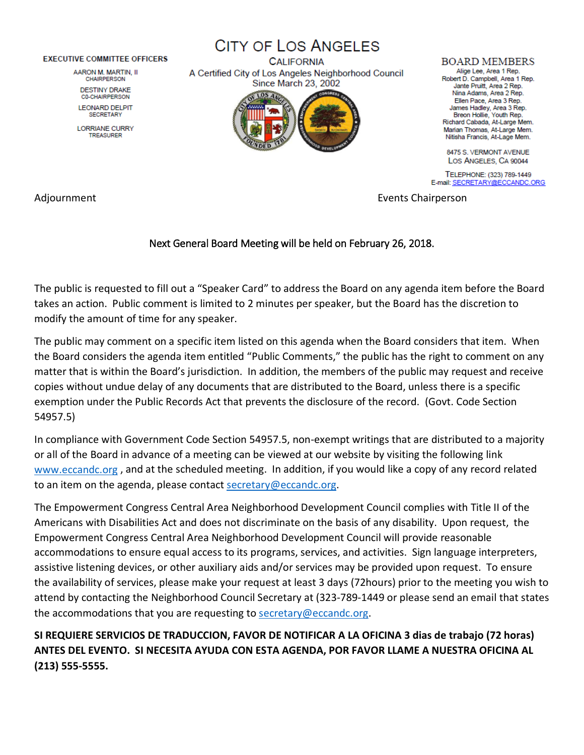# CITY OF LOS ANGELES

CALIFORNIA

A Certified City of Los Angeles Neighborhood Council

Since March 23, 2002

**EXECUTIVE COMMITTEE OFFICERS**

AARON M. MARTIN, II
CHAIRPERSON

DESTINY DRAKE
CO-CHAIRPERSON

LEONARD DELPIT
SECRETARY

LORRIANE CURRY
TREASURER

**BOARD MEMBERS**

Alige Lee, Area 1 Rep.
Robert D. Campbell, Area 1 Rep.
Jante Pruitt, Area 2 Rep.
Nina Adams, Area 2 Rep.
Ellen Pace, Area 3 Rep.
James Hadley, Area 3 Rep.
Breon Hollie, Youth Rep.
Richard Cabada, At-Large Mem.
Marian Thomas, At-Large Mem.
Nitisha Francis, At-Lage Mem.

8475 S. VERMONT AVENUE
LOS ANGELES, CA 90044

TELEPHONE: (323) 789-1449
E-mail: SECRETARY@ECCANDC.ORG

Adjournment — Events Chairperson

Next General Board Meeting will be held on February 26, 2018.

The public is requested to fill out a "Speaker Card" to address the Board on any agenda item before the Board takes an action. Public comment is limited to 2 minutes per speaker, but the Board has the discretion to modify the amount of time for any speaker.

The public may comment on a specific item listed on this agenda when the Board considers that item. When the Board considers the agenda item entitled "Public Comments," the public has the right to comment on any matter that is within the Board's jurisdiction. In addition, the members of the public may request and receive copies without undue delay of any documents that are distributed to the Board, unless there is a specific exemption under the Public Records Act that prevents the disclosure of the record. (Govt. Code Section 54957.5)

In compliance with Government Code Section 54957.5, non-exempt writings that are distributed to a majority or all of the Board in advance of a meeting can be viewed at our website by visiting the following link www.eccandc.org , and at the scheduled meeting. In addition, if you would like a copy of any record related to an item on the agenda, please contact secretary@eccandc.org.

The Empowerment Congress Central Area Neighborhood Development Council complies with Title II of the Americans with Disabilities Act and does not discriminate on the basis of any disability. Upon request, the Empowerment Congress Central Area Neighborhood Development Council will provide reasonable accommodations to ensure equal access to its programs, services, and activities. Sign language interpreters, assistive listening devices, or other auxiliary aids and/or services may be provided upon request. To ensure the availability of services, please make your request at least 3 days (72hours) prior to the meeting you wish to attend by contacting the Neighborhood Council Secretary at (323-789-1449 or please send an email that states the accommodations that you are requesting to secretary@eccandc.org.

**SI REQUIERE SERVICIOS DE TRADUCCION, FAVOR DE NOTIFICAR A LA OFICINA 3 dias de trabajo (72 horas) ANTES DEL EVENTO. SI NECESITA AYUDA CON ESTA AGENDA, POR FAVOR LLAME A NUESTRA OFICINA AL (213) 555-5555.**